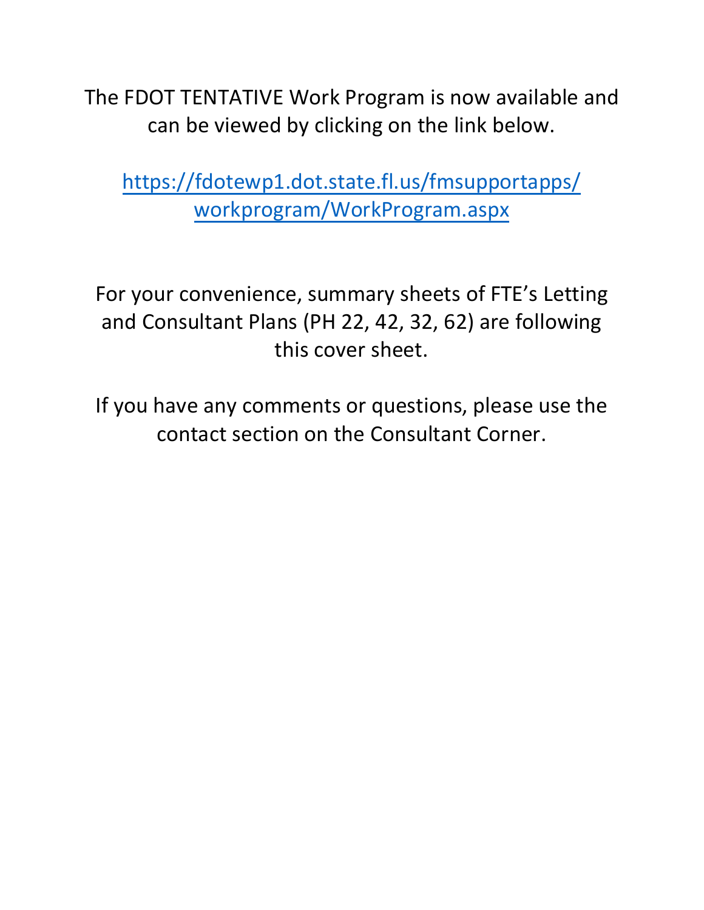The FDOT TENTATIVE Work Program is now available and can be viewed by clicking on the link below.

[https://fdotewp1.dot.state.fl.us/fmsupportapps/workprogram/WorkProgram.aspx](https://fdotewp1.dot.state.fl.us/fmsupportapps/workprogram/WorkProgram.aspx)

For your convenience, summary sheets of FTE's Letting and Consultant Plans (PH 22, 42, 32, 62) are following this cover sheet.

If you have any comments or questions, please use the contact section on the Consultant Corner.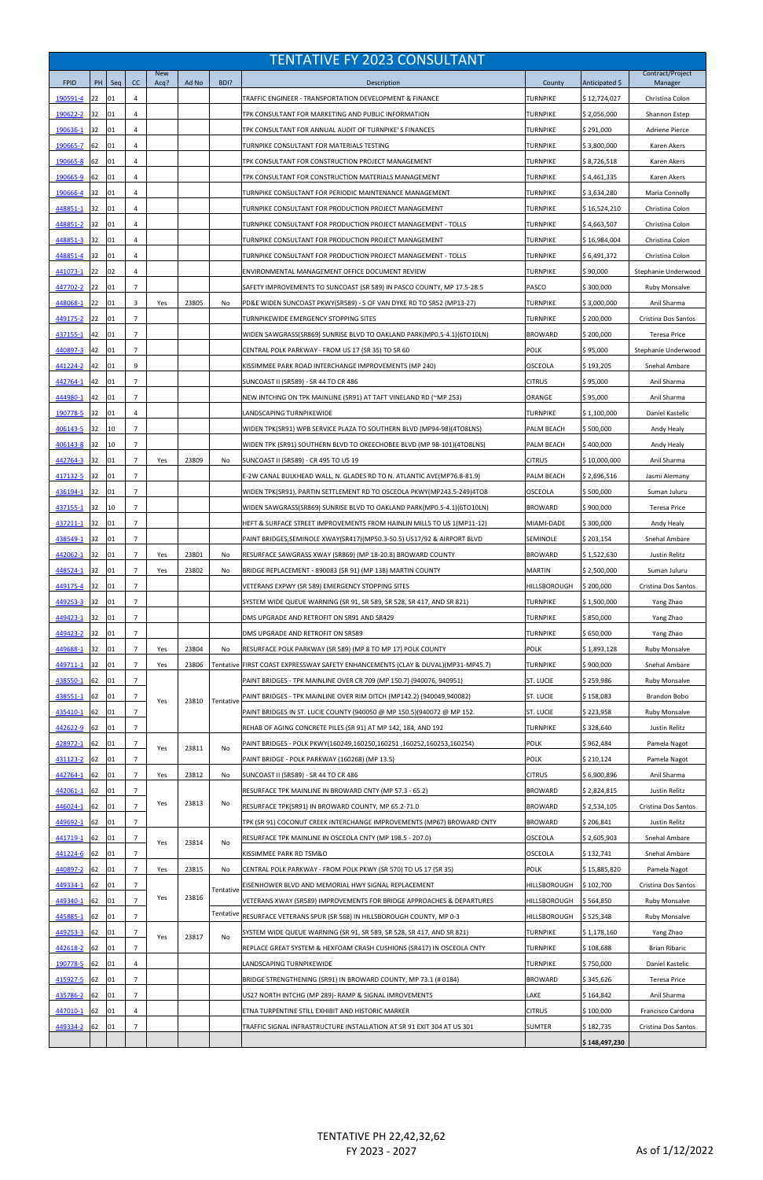# TENTATIVE FY 2023 CONSULTANT

| FPID | PH | Seq | CC | New Acq? | Ad No | BDI? | Description | County | Anticipated $ | Contract/Project Manager |
|---|---|---|---|---|---|---|---|---|---|---|
| 190591-4 | 22 | 01 | 4 | | | | TRAFFIC ENGINEER - TRANSPORTATION DEVELOPMENT & FINANCE | TURNPIKE | $ 12,724,027 | Christina Colon |
| 190622-2 | 32 | 01 | 4 | | | | TPK CONSULTANT FOR MARKETING AND PUBLIC INFORMATION | TURNPIKE | $ 2,056,000 | Shannon Estep |
| 190636-1 | 32 | 01 | 4 | | | | TPK CONSULTANT FOR ANNUAL AUDIT OF TURNPIKE' S FINANCES | TURNPIKE | $ 291,000 | Adriene Pierce |
| 190665-7 | 62 | 01 | 4 | | | | TURNPIKE CONSULTANT FOR MATERIALS TESTING | TURNPIKE | $ 3,800,000 | Karen Akers |
| 190665-8 | 62 | 01 | 4 | | | | TPK CONSULTANT FOR CONSTRUCTION PROJECT MANAGEMENT | TURNPIKE | $ 8,726,518 | Karen Akers |
| 190665-9 | 62 | 01 | 4 | | | | TPK CONSULTANT FOR CONSTRUCTION MATERIALS MANAGEMENT | TURNPIKE | $ 4,461,335 | Karen Akers |
| 190666-4 | 32 | 01 | 4 | | | | TURNPIKE CONSULTANT FOR PERIODIC MAINTENANCE MANAGEMENT | TURNPIKE | $ 3,634,280 | Maria Connolly |
| 448851-1 | 32 | 01 | 4 | | | | TURNPIKE CONSULTANT FOR PRODUCTION PROJECT MANAGEMENT | TURNPIKE | $ 16,524,210 | Christina Colon |
| 448851-2 | 32 | 01 | 4 | | | | TURNPIKE CONSULTANT FOR PRODUCTION PROJECT MANAGEMENT - TOLLS | TURNPIKE | $ 4,663,507 | Christina Colon |
| 448851-3 | 32 | 01 | 4 | | | | TURNPIKE CONSULTANT FOR PRODUCTION PROJECT MANAGEMENT | TURNPIKE | $ 16,984,004 | Christina Colon |
| 448851-4 | 32 | 01 | 4 | | | | TURNPIKE CONSULTANT FOR PRODUCTION PROJECT MANAGEMENT - TOLLS | TURNPIKE | $ 6,491,372 | Christina Colon |
| 441073-1 | 22 | 02 | 4 | | | | ENVIRONMENTAL MANAGEMENT OFFICE DOCUMENT REVIEW | TURNPIKE | $ 90,000 | Stephanie Underwood |
| 447702-2 | 22 | 01 | 7 | | | | SAFETY IMPROVEMENTS TO SUNCOAST (SR 589) IN PASCO COUNTY, MP 17.5-28.5 | PASCO | $ 300,000 | Ruby Monsalve |
| 448068-1 | 22 | 01 | 3 | Yes | 23805 | No | PD&E WIDEN SUNCOAST PKWY(SR589) - S OF VAN DYKE RD TO SR52 (MP13-27) | TURNPIKE | $ 3,000,000 | Anil Sharma |
| 449175-2 | 22 | 01 | 7 | | | | TURNPIKEWIDE EMERGENCY STOPPING SITES | TURNPIKE | $ 200,000 | Cristina Dos Santos |
| 437155-1 | 42 | 01 | 7 | | | | WIDEN SAWGRASS(SR869) SUNRISE BLVD TO OAKLAND PARK(MP0.5-4.1)(6TO10LN) | BROWARD | $ 200,000 | Teresa Price |
| 440897-3 | 42 | 01 | 7 | | | | CENTRAL POLK PARKWAY - FROM US 17 (SR 35) TO SR 60 | POLK | $ 95,000 | Stephanie Underwood |
| 441224-2 | 42 | 01 | 9 | | | | KISSIMMEE PARK ROAD INTERCHANGE IMPROVEMENTS (MP 240) | OSCEOLA | $ 193,205 | Snehal Ambare |
| 442764-1 | 42 | 01 | 7 | | | | SUNCOAST II (SR589) - SR 44 TO CR 486 | CITRUS | $ 95,000 | Anil Sharma |
| 444980-1 | 42 | 01 | 7 | | | | NEW INTCHNG ON TPK MAINLINE (SR91) AT TAFT VINELAND RD (~MP 253) | ORANGE | $ 95,000 | Anil Sharma |
| 190778-5 | 32 | 01 | 4 | | | | LANDSCAPING TURNPIKEWIDE | TURNPIKE | $ 1,100,000 | Daniel Kastelic |
| 406143-5 | 32 | 10 | 7 | | | | WIDEN TPK(SR91) WPB SERVICE PLAZA TO SOUTHERN BLVD (MP94-98)(4TO8LNS) | PALM BEACH | $ 500,000 | Andy Healy |
| 406143-8 | 32 | 10 | 7 | | | | WIDEN TPK (SR91) SOUTHERN BLVD TO OKEECHOBEE BLVD (MP 98-101)(4TO8LNS) | PALM BEACH | $ 400,000 | Andy Healy |
| 442764-3 | 32 | 01 | 7 | Yes | 23809 | No | SUNCOAST II (SR589) - CR 495 TO US 19 | CITRUS | $ 10,000,000 | Anil Sharma |
| 417132-5 | 32 | 01 | 7 | | | | E-2W CANAL BULKHEAD WALL, N. GLADES RD TO N. ATLANTIC AVE(MP76.8-81.9) | PALM BEACH | $ 2,696,516 | Jasmi Alemany |
| 436194-1 | 32 | 01 | 7 | | | | WIDEN TPK(SR91), PARTIN SETTLEMENT RD TO OSCEOLA PKWY(MP243.5-249)4TO8 | OSCEOLA | $ 500,000 | Suman Juluru |
| 437155-1 | 32 | 10 | 7 | | | | WIDEN SAWGRASS(SR869) SUNRISE BLVD TO OAKLAND PARK(MP0.5-4.1)(6TO10LN) | BROWARD | $ 900,000 | Teresa Price |
| 437211-1 | 32 | 01 | 7 | | | | HEFT & SURFACE STREET IMPROVEMENTS FROM HAINLIN MILLS TO US 1(MP11-12) | MIAMI-DADE | $ 300,000 | Andy Healy |
| 438549-1 | 32 | 01 | 7 | | | | PAINT BRIDGES,SEMINOLE XWAY(SR417)(MP50.3-50.5) US17/92 & AIRPORT BLVD | SEMINOLE | $ 203,154 | Snehal Ambare |
| 442062-1 | 32 | 01 | 7 | Yes | 23801 | No | RESURFACE SAWGRASS XWAY (SR869) (MP 18-20.8) BROWARD COUNTY | BROWARD | $ 1,522,630 | Justin Relitz |
| 448524-1 | 32 | 01 | 7 | Yes | 23802 | No | BRIDGE REPLACEMENT - 890083 (SR 91) (MP 138) MARTIN COUNTY | MARTIN | $ 2,500,000 | Suman Juluru |
| 449175-4 | 32 | 01 | 7 | | | | VETERANS EXPWY (SR 589) EMERGENCY STOPPING SITES | HILLSBOROUGH | $ 200,000 | Cristina Dos Santos |
| 449253-3 | 32 | 01 | 7 | | | | SYSTEM WIDE QUEUE WARNING (SR 91, SR 589, SR 528, SR 417, AND SR 821) | TURNPIKE | $ 1,500,000 | Yang Zhao |
| 449423-1 | 32 | 01 | 7 | | | | DMS UPGRADE AND RETROFIT ON SR91 AND SR429 | TURNPIKE | $ 850,000 | Yang Zhao |
| 449423-2 | 32 | 01 | 7 | | | | DMS UPGRADE AND RETROFIT ON SR589 | TURNPIKE | $ 650,000 | Yang Zhao |
| 449688-1 | 32 | 01 | 7 | Yes | 23804 | No | RESURFACE POLK PARKWAY (SR 589) (MP 8 TO MP 17) POLK COUNTY | POLK | $ 1,893,128 | Ruby Monsalve |
| 449711-1 | 32 | 01 | 7 | Yes | 23806 | Tentative | FIRST COAST EXPRESSWAY SAFETY ENHANCEMENTS (CLAY & DUVAL)(MP31-MP45.7) | TURNPIKE | $ 900,000 | Snehal Ambare |
| 438550-1 | 62 | 01 | 7 | Yes | 23810 | Tentative | PAINT BRIDGES - TPK MAINLINE OVER CR 709 (MP 150.7) (940076, 940951) | ST. LUCIE | $ 259,986 | Ruby Monsalve |
| 438551-1 | 62 | 01 | 7 | | | | PAINT BRIDGES - TPK MAINLINE OVER RIM DITCH (MP142.2) (940049,940082) | ST. LUCIE | $ 158,083 | Brandon Bobo |
| 435410-1 | 62 | 01 | 7 | | | | PAINT BRIDGES IN ST. LUCIE COUNTY (940050 @ MP 150.5)(940072 @ MP 152. | ST. LUCIE | $ 223,958 | Ruby Monsalve |
| 442622-9 | 62 | 01 | 7 | | | | REHAB OF AGING CONCRETE PILES (SR 91) AT MP 142, 184, AND 192 | TURNPIKE | $ 328,640 | Justin Relitz |
| 428972-1 | 62 | 01 | 7 | Yes | 23811 | No | PAINT BRIDGES - POLK PKWY(160249,160250,160251 ,160252,160253,160254) | POLK | $ 962,484 | Pamela Nagot |
| 431123-2 | 62 | 01 | 7 | | | | PAINT BRIDGE - POLK PARKWAY (160268) (MP 13.5) | POLK | $ 210,124 | Pamela Nagot |
| 442764-1 | 62 | 01 | 7 | Yes | 23812 | No | SUNCOAST II (SR589) - SR 44 TO CR 486 | CITRUS | $ 6,900,896 | Anil Sharma |
| 442061-1 | 62 | 01 | 7 | Yes | 23813 | No | RESURFACE TPK MAINLINE IN BROWARD CNTY (MP 57.3 - 65.2) | BROWARD | $ 2,824,815 | Justin Relitz |
| 446024-1 | 62 | 01 | 7 | | | | RESURFACE TPK(SR91) IN BROWARD COUNTY, MP 65.2-71.0 | BROWARD | $ 2,534,105 | Cristina Dos Santos |
| 449692-1 | 62 | 01 | 7 | | | | TPK (SR 91) COCONUT CREEK INTERCHANGE IMPROVEMENTS (MP67) BROWARD CNTY | BROWARD | $ 206,841 | Justin Relitz |
| 441719-1 | 62 | 01 | 7 | Yes | 23814 | No | RESURFACE TPK MAINLINE IN OSCEOLA CNTY (MP 198.5 - 207.0) | OSCEOLA | $ 2,605,903 | Snehal Ambare |
| 441224-6 | 62 | 01 | 7 | | | | KISSIMMEE PARK RD TSM&O | OSCEOLA | $ 132,741 | Snehal Ambare |
| 440897-2 | 62 | 01 | 7 | Yes | 23815 | No | CENTRAL POLK PARKWAY - FROM POLK PKWY (SR 570) TO US 17 (SR 35) | POLK | $ 15,885,820 | Pamela Nagot |
| 449334-1 | 62 | 01 | 7 | Yes | 23816 | Tentative | EISENHOWER BLVD AND MEMORIAL HWY SIGNAL REPLACEMENT | HILLSBOROUGH | $ 102,700 | Cristina Dos Santos |
| 449340-1 | 62 | 01 | 7 | | | | VETERANS XWAY (SR589) IMPROVEMENTS FOR BRIDGE APPROACHES & DEPARTURES | HILLSBOROUGH | $ 564,850 | Ruby Monsalve |
| 445885-1 | 62 | 01 | 7 | | | Tentative | RESURFACE VETERANS SPUR (SR 568) IN HILLSBOROUGH COUNTY, MP 0-3 | HILLSBOROUGH | $ 525,348 | Ruby Monsalve |
| 449253-3 | 62 | 01 | 7 | Yes | 23817 | No | SYSTEM WIDE QUEUE WARNING (SR 91, SR 589, SR 528, SR 417, AND SR 821) | TURNPIKE | $ 1,178,160 | Yang Zhao |
| 442618-2 | 62 | 01 | 7 | | | | REPLACE GREAT SYSTEM & HEXFOAM CRASH CUSHIONS (SR417) IN OSCEOLA CNTY | TURNPIKE | $ 108,688 | Brian Ribaric |
| 190778-5 | 62 | 01 | 4 | | | | LANDSCAPING TURNPIKEWIDE | TURNPIKE | $ 750,000 | Daniel Kastelic |
| 415927-5 | 62 | 01 | 7 | | | | BRIDGE STRENGTHENING (SR91) IN BROWARD COUNTY, MP 73.1 (# 0184) | BROWARD | $ 345,626 | Teresa Price |
| 435786-2 | 62 | 01 | 7 | | | | US27 NORTH INTCHG (MP 289)- RAMP & SIGNAL IMPROVEMENTS | LAKE | $ 164,842 | Anil Sharma |
| 447010-1 | 62 | 01 | 4 | | | | ETNA TURPENTINE STILL EXHIBIT AND HISTORIC MARKER | CITRUS | $ 100,000 | Francisco Cardona |
| 449334-2 | 62 | 01 | 7 | | | | TRAFFIC SIGNAL INFRASTRUCTURE INSTALLATION AT SR 91 EXIT 304 AT US 301 | SUMTER | $ 182,735 | Cristina Dos Santos |
| | | | | | | | | | **$ 148,497,230** | |

TENTATIVE PH 22,42,32,62
FY 2023 - 2027

As of 1/12/2022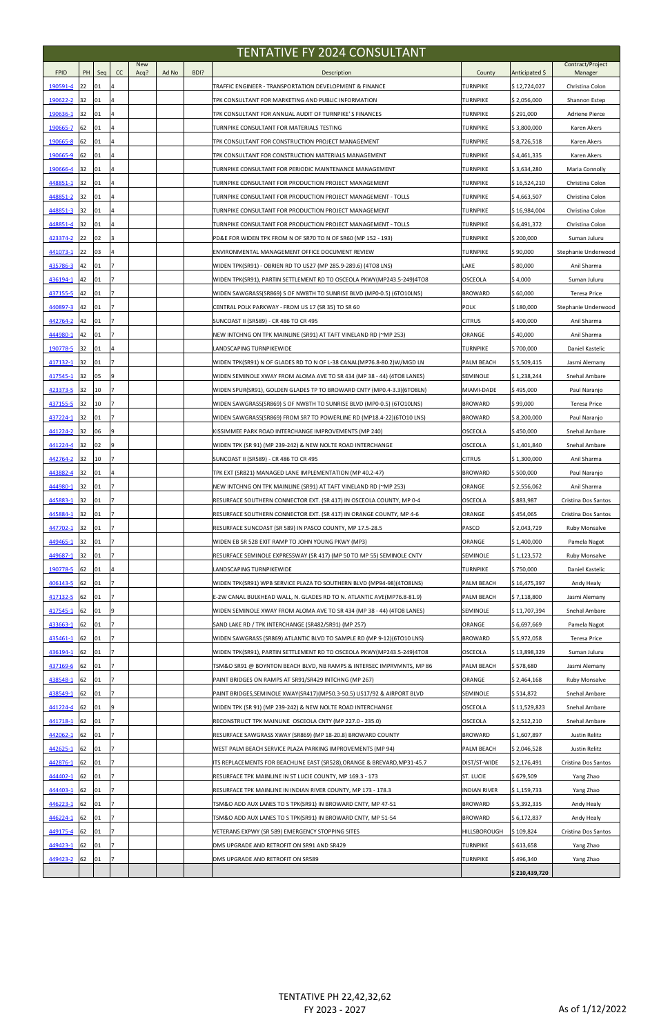# TENTATIVE FY 2024 CONSULTANT

| FPID | PH | Seq | CC | New Acq? | Ad No | BDI? | Description | County | Anticipated $ | Contract/Project Manager |
|---|---|---|---|---|---|---|---|---|---|---|
| 190591-4 | 22 | 01 | 4 | | | | TRAFFIC ENGINEER - TRANSPORTATION DEVELOPMENT & FINANCE | TURNPIKE | $ 12,724,027 | Christina Colon |
| 190622-2 | 32 | 01 | 4 | | | | TPK CONSULTANT FOR MARKETING AND PUBLIC INFORMATION | TURNPIKE | $ 2,056,000 | Shannon Estep |
| 190636-1 | 32 | 01 | 4 | | | | TPK CONSULTANT FOR ANNUAL AUDIT OF TURNPIKE' S FINANCES | TURNPIKE | $ 291,000 | Adriene Pierce |
| 190665-7 | 62 | 01 | 4 | | | | TURNPIKE CONSULTANT FOR MATERIALS TESTING | TURNPIKE | $ 3,800,000 | Karen Akers |
| 190665-8 | 62 | 01 | 4 | | | | TPK CONSULTANT FOR CONSTRUCTION PROJECT MANAGEMENT | TURNPIKE | $ 8,726,518 | Karen Akers |
| 190665-9 | 62 | 01 | 4 | | | | TPK CONSULTANT FOR CONSTRUCTION MATERIALS MANAGEMENT | TURNPIKE | $ 4,461,335 | Karen Akers |
| 190666-4 | 32 | 01 | 4 | | | | TURNPIKE CONSULTANT FOR PERIODIC MAINTENANCE MANAGEMENT | TURNPIKE | $ 3,634,280 | Maria Connolly |
| 448851-1 | 32 | 01 | 4 | | | | TURNPIKE CONSULTANT FOR PRODUCTION PROJECT MANAGEMENT | TURNPIKE | $ 16,524,210 | Christina Colon |
| 448851-2 | 32 | 01 | 4 | | | | TURNPIKE CONSULTANT FOR PRODUCTION PROJECT MANAGEMENT - TOLLS | TURNPIKE | $ 4,663,507 | Christina Colon |
| 448851-3 | 32 | 01 | 4 | | | | TURNPIKE CONSULTANT FOR PRODUCTION PROJECT MANAGEMENT | TURNPIKE | $ 16,984,004 | Christina Colon |
| 448851-4 | 32 | 01 | 4 | | | | TURNPIKE CONSULTANT FOR PRODUCTION PROJECT MANAGEMENT - TOLLS | TURNPIKE | $ 6,491,372 | Christina Colon |
| 423374-2 | 22 | 02 | 3 | | | | PD&E FOR WIDEN TPK FROM N OF SR70 TO N OF SR60 (MP 152 - 193) | TURNPIKE | $ 200,000 | Suman Juluru |
| 441073-1 | 22 | 03 | 4 | | | | ENVIRONMENTAL MANAGEMENT OFFICE DOCUMENT REVIEW | TURNPIKE | $ 90,000 | Stephanie Underwood |
| 435786-3 | 42 | 01 | 7 | | | | WIDEN TPK(SR91) - OBRIEN RD TO US27 (MP 285.9-289.6) (4TO8 LNS) | LAKE | $ 80,000 | Anil Sharma |
| 436194-1 | 42 | 01 | 7 | | | | WIDEN TPK(SR91), PARTIN SETTLEMENT RD TO OSCEOLA PKWY(MP243.5-249)4TO8 | OSCEOLA | $ 4,000 | Suman Juluru |
| 437155-5 | 42 | 01 | 7 | | | | WIDEN SAWGRASS(SR869) S OF NW8TH TO SUNRISE BLVD (MP0-0.5) (6TO10LNS) | BROWARD | $ 60,000 | Teresa Price |
| 440897-3 | 42 | 01 | 7 | | | | CENTRAL POLK PARKWAY - FROM US 17 (SR 35) TO SR 60 | POLK | $ 180,000 | Stephanie Underwood |
| 442764-2 | 42 | 01 | 7 | | | | SUNCOAST II (SR589) - CR 486 TO CR 495 | CITRUS | $ 400,000 | Anil Sharma |
| 444980-1 | 42 | 01 | 7 | | | | NEW INTCHNG ON TPK MAINLINE (SR91) AT TAFT VINELAND RD (~MP 253) | ORANGE | $ 40,000 | Anil Sharma |
| 190778-5 | 32 | 01 | 4 | | | | LANDSCAPING TURNPIKEWIDE | TURNPIKE | $ 700,000 | Daniel Kastelic |
| 417132-1 | 32 | 01 | 7 | | | | WIDEN TPK(SR91) N OF GLADES RD TO N OF L-38 CANAL(MP76.8-80.2)W/MGD LN | PALM BEACH | $ 5,509,415 | Jasmi Alemany |
| 417545-1 | 32 | 05 | 9 | | | | WIDEN SEMINOLE XWAY FROM ALOMA AVE TO SR 434 (MP 38 - 44) (4TO8 LANES) | SEMINOLE | $ 1,238,244 | Snehal Ambare |
| 423373-5 | 32 | 10 | 7 | | | | WIDEN SPUR(SR91), GOLDEN GLADES TP TO BROWARD CNTY (MP0.4-3.3)(6TO8LN) | MIAMI-DADE | $ 495,000 | Paul Naranjo |
| 437155-5 | 32 | 10 | 7 | | | | WIDEN SAWGRASS(SR869) S OF NW8TH TO SUNRISE BLVD (MP0-0.5) (6TO10LNS) | BROWARD | $ 99,000 | Teresa Price |
| 437224-1 | 32 | 01 | 7 | | | | WIDEN SAWGRASS(SR869) FROM SR7 TO POWERLINE RD (MP18.4-22)(6TO10 LNS) | BROWARD | $ 8,200,000 | Paul Naranjo |
| 441224-2 | 32 | 06 | 9 | | | | KISSIMMEE PARK ROAD INTERCHANGE IMPROVEMENTS (MP 240) | OSCEOLA | $ 450,000 | Snehal Ambare |
| 441224-4 | 32 | 02 | 9 | | | | WIDEN TPK (SR 91) (MP 239-242) & NEW NOLTE ROAD INTERCHANGE | OSCEOLA | $ 1,401,840 | Snehal Ambare |
| 442764-2 | 32 | 10 | 7 | | | | SUNCOAST II (SR589) - CR 486 TO CR 495 | CITRUS | $ 1,300,000 | Anil Sharma |
| 443882-4 | 32 | 01 | 4 | | | | TPK EXT (SR821) MANAGED LANE IMPLEMENTATION (MP 40.2-47) | BROWARD | $ 500,000 | Paul Naranjo |
| 444980-1 | 32 | 01 | 7 | | | | NEW INTCHNG ON TPK MAINLINE (SR91) AT TAFT VINELAND RD (~MP 253) | ORANGE | $ 2,556,062 | Anil Sharma |
| 445883-1 | 32 | 01 | 7 | | | | RESURFACE SOUTHERN CONNECTOR EXT. (SR 417) IN OSCEOLA COUNTY, MP 0-4 | OSCEOLA | $ 883,987 | Cristina Dos Santos |
| 445884-1 | 32 | 01 | 7 | | | | RESURFACE SOUTHERN CONNECTOR EXT. (SR 417) IN ORANGE COUNTY, MP 4-6 | ORANGE | $ 454,065 | Cristina Dos Santos |
| 447702-1 | 32 | 01 | 7 | | | | RESURFACE SUNCOAST (SR 589) IN PASCO COUNTY, MP 17.5-28.5 | PASCO | $ 2,043,729 | Ruby Monsalve |
| 449465-1 | 32 | 01 | 7 | | | | WIDEN EB SR 528 EXIT RAMP TO JOHN YOUNG PKWY (MP3) | ORANGE | $ 1,400,000 | Pamela Nagot |
| 449687-1 | 32 | 01 | 7 | | | | RESURFACE SEMINOLE EXPRESSWAY (SR 417) (MP 50 TO MP 55) SEMINOLE CNTY | SEMINOLE | $ 1,123,572 | Ruby Monsalve |
| 190778-5 | 62 | 01 | 4 | | | | LANDSCAPING TURNPIKEWIDE | TURNPIKE | $ 750,000 | Daniel Kastelic |
| 406143-5 | 62 | 01 | 7 | | | | WIDEN TPK(SR91) WPB SERVICE PLAZA TO SOUTHERN BLVD (MP94-98)(4TO8LNS) | PALM BEACH | $ 16,475,397 | Andy Healy |
| 417132-5 | 62 | 01 | 7 | | | | E-2W CANAL BULKHEAD WALL, N. GLADES RD TO N. ATLANTIC AVE(MP76.8-81.9) | PALM BEACH | $ 7,118,800 | Jasmi Alemany |
| 417545-1 | 62 | 01 | 9 | | | | WIDEN SEMINOLE XWAY FROM ALOMA AVE TO SR 434 (MP 38 - 44) (4TO8 LANES) | SEMINOLE | $ 11,707,394 | Snehal Ambare |
| 433663-1 | 62 | 01 | 7 | | | | SAND LAKE RD / TPK INTERCHANGE (SR482/SR91) (MP 257) | ORANGE | $ 6,697,669 | Pamela Nagot |
| 435461-1 | 62 | 01 | 7 | | | | WIDEN SAWGRASS (SR869) ATLANTIC BLVD TO SAMPLE RD (MP 9-12)(6TO10 LNS) | BROWARD | $ 5,972,058 | Teresa Price |
| 436194-1 | 62 | 01 | 7 | | | | WIDEN TPK(SR91), PARTIN SETTLEMENT RD TO OSCEOLA PKWY(MP243.5-249)4TO8 | OSCEOLA | $ 13,898,329 | Suman Juluru |
| 437169-6 | 62 | 01 | 7 | | | | TSM&O SR91 @ BOYNTON BEACH BLVD, NB RAMPS & INTERSEC IMPRVMNTS, MP 86 | PALM BEACH | $ 578,680 | Jasmi Alemany |
| 438548-1 | 62 | 01 | 7 | | | | PAINT BRIDGES ON RAMPS AT SR91/SR429 INTCHNG (MP 267) | ORANGE | $ 2,464,168 | Ruby Monsalve |
| 438549-1 | 62 | 01 | 7 | | | | PAINT BRIDGES,SEMINOLE XWAY(SR417)(MP50.3-50.5) US17/92 & AIRPORT BLVD | SEMINOLE | $ 514,872 | Snehal Ambare |
| 441224-4 | 62 | 01 | 9 | | | | WIDEN TPK (SR 91) (MP 239-242) & NEW NOLTE ROAD INTERCHANGE | OSCEOLA | $ 11,529,823 | Snehal Ambare |
| 441718-1 | 62 | 01 | 7 | | | | RECONSTRUCT TPK MAINLINE OSCEOLA CNTY (MP 227.0 - 235.0) | OSCEOLA | $ 2,512,210 | Snehal Ambare |
| 442062-1 | 62 | 01 | 7 | | | | RESURFACE SAWGRASS XWAY (SR869) (MP 18-20.8) BROWARD COUNTY | BROWARD | $ 1,607,897 | Justin Relitz |
| 442625-1 | 62 | 01 | 7 | | | | WEST PALM BEACH SERVICE PLAZA PARKING IMPROVEMENTS (MP 94) | PALM BEACH | $ 2,046,528 | Justin Relitz |
| 442876-1 | 62 | 01 | 7 | | | | ITS REPLACEMENTS FOR BEACHLINE EAST (SR528),ORANGE & BREVARD,MP31-45.7 | DIST/ST-WIDE | $ 2,176,491 | Cristina Dos Santos |
| 444402-1 | 62 | 01 | 7 | | | | RESURFACE TPK MAINLINE IN ST LUCIE COUNTY, MP 169.3 - 173 | ST. LUCIE | $ 679,509 | Yang Zhao |
| 444403-1 | 62 | 01 | 7 | | | | RESURFACE TPK MAINLINE IN INDIAN RIVER COUNTY, MP 173 - 178.3 | INDIAN RIVER | $ 1,159,733 | Yang Zhao |
| 446223-1 | 62 | 01 | 7 | | | | TSM&O ADD AUX LANES TO S TPK(SR91) IN BROWARD CNTY, MP 47-51 | BROWARD | $ 5,392,335 | Andy Healy |
| 446224-1 | 62 | 01 | 7 | | | | TSM&O ADD AUX LANES TO S TPK(SR91) IN BROWARD CNTY, MP 51-54 | BROWARD | $ 6,172,837 | Andy Healy |
| 449175-4 | 62 | 01 | 7 | | | | VETERANS EXPWY (SR 589) EMERGENCY STOPPING SITES | HILLSBOROUGH | $ 109,824 | Cristina Dos Santos |
| 449423-1 | 62 | 01 | 7 | | | | DMS UPGRADE AND RETROFIT ON SR91 AND SR429 | TURNPIKE | $ 613,658 | Yang Zhao |
| 449423-2 | 62 | 01 | 7 | | | | DMS UPGRADE AND RETROFIT ON SR589 | TURNPIKE | $ 496,340 | Yang Zhao |
| | | | | | | | | | **$ 210,439,720** | |

TENTATIVE PH 22,42,32,62
FY 2023 - 2027

As of 1/12/2022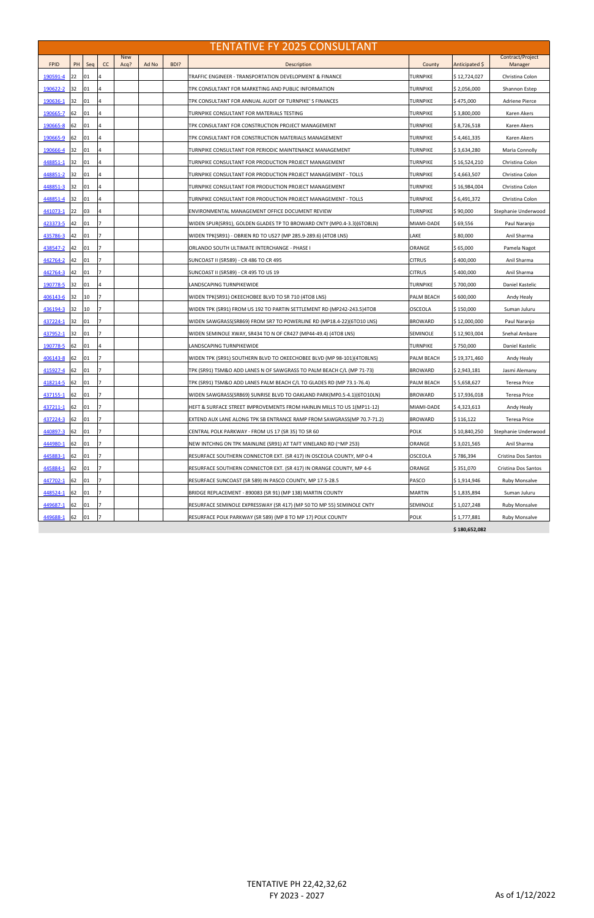# TENTATIVE FY 2025 CONSULTANT

| FPID | PH | Seq | CC | New Acq? | Ad No | BDI? | Description | County | Anticipated $ | Contract/Project Manager |
|---|---|---|---|---|---|---|---|---|---|---|
| 190591-4 | 22 | 01 | 4 | | | | TRAFFIC ENGINEER - TRANSPORTATION DEVELOPMENT & FINANCE | TURNPIKE | $ 12,724,027 | Christina Colon |
| 190622-2 | 32 | 01 | 4 | | | | TPK CONSULTANT FOR MARKETING AND PUBLIC INFORMATION | TURNPIKE | $ 2,056,000 | Shannon Estep |
| 190636-1 | 32 | 01 | 4 | | | | TPK CONSULTANT FOR ANNUAL AUDIT OF TURNPIKE' S FINANCES | TURNPIKE | $ 475,000 | Adriene Pierce |
| 190665-7 | 62 | 01 | 4 | | | | TURNPIKE CONSULTANT FOR MATERIALS TESTING | TURNPIKE | $ 3,800,000 | Karen Akers |
| 190665-8 | 62 | 01 | 4 | | | | TPK CONSULTANT FOR CONSTRUCTION PROJECT MANAGEMENT | TURNPIKE | $ 8,726,518 | Karen Akers |
| 190665-9 | 62 | 01 | 4 | | | | TPK CONSULTANT FOR CONSTRUCTION MATERIALS MANAGEMENT | TURNPIKE | $ 4,461,335 | Karen Akers |
| 190666-4 | 32 | 01 | 4 | | | | TURNPIKE CONSULTANT FOR PERIODIC MAINTENANCE MANAGEMENT | TURNPIKE | $ 3,634,280 | Maria Connolly |
| 448851-1 | 32 | 01 | 4 | | | | TURNPIKE CONSULTANT FOR PRODUCTION PROJECT MANAGEMENT | TURNPIKE | $ 16,524,210 | Christina Colon |
| 448851-2 | 32 | 01 | 4 | | | | TURNPIKE CONSULTANT FOR PRODUCTION PROJECT MANAGEMENT - TOLLS | TURNPIKE | $ 4,663,507 | Christina Colon |
| 448851-3 | 32 | 01 | 4 | | | | TURNPIKE CONSULTANT FOR PRODUCTION PROJECT MANAGEMENT | TURNPIKE | $ 16,984,004 | Christina Colon |
| 448851-4 | 32 | 01 | 4 | | | | TURNPIKE CONSULTANT FOR PRODUCTION PROJECT MANAGEMENT - TOLLS | TURNPIKE | $ 6,491,372 | Christina Colon |
| 441073-1 | 22 | 03 | 4 | | | | ENVIRONMENTAL MANAGEMENT OFFICE DOCUMENT REVIEW | TURNPIKE | $ 90,000 | Stephanie Underwood |
| 423373-5 | 42 | 01 | 7 | | | | WIDEN SPUR(SR91), GOLDEN GLADES TP TO BROWARD CNTY (MP0.4-3.3)(6TO8LN) | MIAMI-DADE | $ 69,556 | Paul Naranjo |
| 435786-3 | 42 | 01 | 7 | | | | WIDEN TPK(SR91) - OBRIEN RD TO US27 (MP 285.9-289.6) (4TO8 LNS) | LAKE | $ 80,000 | Anil Sharma |
| 438547-2 | 42 | 01 | 7 | | | | ORLANDO SOUTH ULTIMATE INTERCHANGE - PHASE I | ORANGE | $ 65,000 | Pamela Nagot |
| 442764-2 | 42 | 01 | 7 | | | | SUNCOAST II (SR589) - CR 486 TO CR 495 | CITRUS | $ 400,000 | Anil Sharma |
| 442764-3 | 42 | 01 | 7 | | | | SUNCOAST II (SR589) - CR 495 TO US 19 | CITRUS | $ 400,000 | Anil Sharma |
| 190778-5 | 32 | 01 | 4 | | | | LANDSCAPING TURNPIKEWIDE | TURNPIKE | $ 700,000 | Daniel Kastelic |
| 406143-6 | 32 | 10 | 7 | | | | WIDEN TPK(SR91) OKEECHOBEE BLVD TO SR 710 (4TO8 LNS) | PALM BEACH | $ 600,000 | Andy Healy |
| 436194-3 | 32 | 10 | 7 | | | | WIDEN TPK (SR91) FROM US 192 TO PARTIN SETTLEMENT RD (MP242-243.5)4TO8 | OSCEOLA | $ 150,000 | Suman Juluru |
| 437224-1 | 32 | 01 | 7 | | | | WIDEN SAWGRASS(SR869) FROM SR7 TO POWERLINE RD (MP18.4-22)(6TO10 LNS) | BROWARD | $ 12,000,000 | Paul Naranjo |
| 437952-1 | 32 | 01 | 7 | | | | WIDEN SEMINOLE XWAY, SR434 TO N OF CR427 (MP44-49.4) (4TO8 LNS) | SEMINOLE | $ 12,903,004 | Snehal Ambare |
| 190778-5 | 62 | 01 | 4 | | | | LANDSCAPING TURNPIKEWIDE | TURNPIKE | $ 750,000 | Daniel Kastelic |
| 406143-8 | 62 | 01 | 7 | | | | WIDEN TPK (SR91) SOUTHERN BLVD TO OKEECHOBEE BLVD (MP 98-101)(4TO8LNS) | PALM BEACH | $ 19,371,460 | Andy Healy |
| 415927-4 | 62 | 01 | 7 | | | | TPK (SR91) TSM&O ADD LANES N OF SAWGRASS TO PALM BEACH C/L (MP 71-73) | BROWARD | $ 2,943,181 | Jasmi Alemany |
| 418214-5 | 62 | 01 | 7 | | | | TPK (SR91) TSM&O ADD LANES PALM BEACH C/L TO GLADES RD (MP 73.1-76.4) | PALM BEACH | $ 5,658,627 | Teresa Price |
| 437155-1 | 62 | 01 | 7 | | | | WIDEN SAWGRASS(SR869) SUNRISE BLVD TO OAKLAND PARK(MP0.5-4.1)(6TO10LN) | BROWARD | $ 17,936,018 | Teresa Price |
| 437211-1 | 62 | 01 | 7 | | | | HEFT & SURFACE STREET IMPROVEMENTS FROM HAINLIN MILLS TO US 1(MP11-12) | MIAMI-DADE | $ 4,323,613 | Andy Healy |
| 437224-3 | 62 | 01 | 7 | | | | EXTEND AUX LANE ALONG TPK SB ENTRANCE RAMP FROM SAWGRASS(MP 70.7-71.2) | BROWARD | $ 116,122 | Teresa Price |
| 440897-3 | 62 | 01 | 7 | | | | CENTRAL POLK PARKWAY - FROM US 17 (SR 35) TO SR 60 | POLK | $ 10,840,250 | Stephanie Underwood |
| 444980-1 | 62 | 01 | 7 | | | | NEW INTCHNG ON TPK MAINLINE (SR91) AT TAFT VINELAND RD (~MP 253) | ORANGE | $ 3,021,565 | Anil Sharma |
| 445883-1 | 62 | 01 | 7 | | | | RESURFACE SOUTHERN CONNECTOR EXT. (SR 417) IN OSCEOLA COUNTY, MP 0-4 | OSCEOLA | $ 786,394 | Cristina Dos Santos |
| 445884-1 | 62 | 01 | 7 | | | | RESURFACE SOUTHERN CONNECTOR EXT. (SR 417) IN ORANGE COUNTY, MP 4-6 | ORANGE | $ 351,070 | Cristina Dos Santos |
| 447702-1 | 62 | 01 | 7 | | | | RESURFACE SUNCOAST (SR 589) IN PASCO COUNTY, MP 17.5-28.5 | PASCO | $ 1,914,946 | Ruby Monsalve |
| 448524-1 | 62 | 01 | 7 | | | | BRIDGE REPLACEMENT - 890083 (SR 91) (MP 138) MARTIN COUNTY | MARTIN | $ 1,835,894 | Suman Juluru |
| 449687-1 | 62 | 01 | 7 | | | | RESURFACE SEMINOLE EXPRESSWAY (SR 417) (MP 50 TO MP 55) SEMINOLE CNTY | SEMINOLE | $ 1,027,248 | Ruby Monsalve |
| 449688-1 | 62 | 01 | 7 | | | | RESURFACE POLK PARKWAY (SR 589) (MP 8 TO MP 17) POLK COUNTY | POLK | $ 1,777,881 | Ruby Monsalve |
| | | | | | | | | | **$ 180,652,082** | |

TENTATIVE PH 22,42,32,62
FY 2023 - 2027

As of 1/12/2022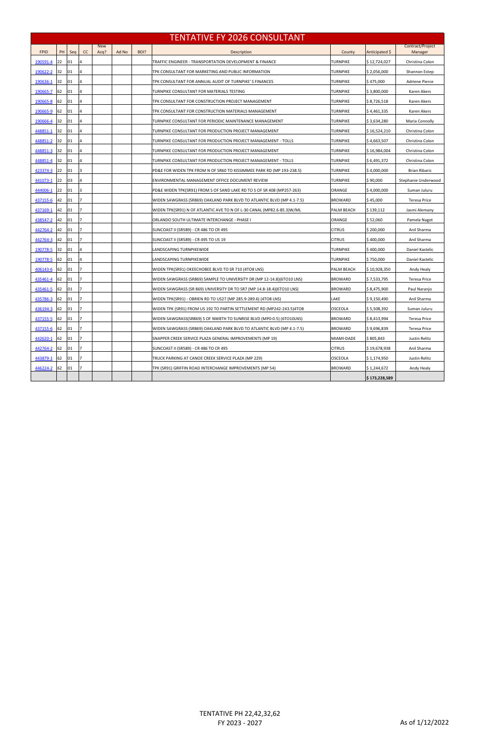# TENTATIVE FY 2026 CONSULTANT

| FPID | PH | Seq | CC | New Acq? | Ad No | BDI? | Description | County | Anticipated $ | Contract/Project Manager |
|---|---|---|---|---|---|---|---|---|---|---|
| 190591-4 | 22 | 01 | 4 | | | | TRAFFIC ENGINEER - TRANSPORTATION DEVELOPMENT & FINANCE | TURNPIKE | $ 12,724,027 | Christina Colon |
| 190622-2 | 32 | 01 | 4 | | | | TPK CONSULTANT FOR MARKETING AND PUBLIC INFORMATION | TURNPIKE | $ 2,056,000 | Shannon Estep |
| 190636-1 | 32 | 01 | 4 | | | | TPK CONSULTANT FOR ANNUAL AUDIT OF TURNPIKE' S FINANCES | TURNPIKE | $ 475,000 | Adriene Pierce |
| 190665-7 | 62 | 01 | 4 | | | | TURNPIKE CONSULTANT FOR MATERIALS TESTING | TURNPIKE | $ 3,800,000 | Karen Akers |
| 190665-8 | 62 | 01 | 4 | | | | TPK CONSULTANT FOR CONSTRUCTION PROJECT MANAGEMENT | TURNPIKE | $ 8,726,518 | Karen Akers |
| 190665-9 | 62 | 01 | 4 | | | | TPK CONSULTANT FOR CONSTRUCTION MATERIALS MANAGEMENT | TURNPIKE | $ 4,461,335 | Karen Akers |
| 190666-4 | 32 | 01 | 4 | | | | TURNPIKE CONSULTANT FOR PERIODIC MAINTENANCE MANAGEMENT | TURNPIKE | $ 3,634,280 | Maria Connolly |
| 448851-1 | 32 | 01 | 4 | | | | TURNPIKE CONSULTANT FOR PRODUCTION PROJECT MANAGEMENT | TURNPIKE | $ 16,524,210 | Christina Colon |
| 448851-2 | 32 | 01 | 4 | | | | TURNPIKE CONSULTANT FOR PRODUCTION PROJECT MANAGEMENT - TOLLS | TURNPIKE | $ 4,663,507 | Christina Colon |
| 448851-3 | 32 | 01 | 4 | | | | TURNPIKE CONSULTANT FOR PRODUCTION PROJECT MANAGEMENT | TURNPIKE | $ 16,984,004 | Christina Colon |
| 448851-4 | 32 | 01 | 4 | | | | TURNPIKE CONSULTANT FOR PRODUCTION PROJECT MANAGEMENT - TOLLS | TURNPIKE | $ 6,491,372 | Christina Colon |
| 423374-3 | 22 | 01 | 3 | | | | PD&E FOR WIDEN TPK FROM N OF SR60 TO KISSIMMEE PARK RD (MP 193-238.5) | TURNPIKE | $ 4,000,000 | Brian Ribaric |
| 441073-1 | 22 | 03 | 4 | | | | ENVIRONMENTAL MANAGEMENT OFFICE DOCUMENT REVIEW | TURNPIKE | $ 90,000 | Stephanie Underwood |
| 444006-1 | 22 | 01 | 3 | | | | PD&E WIDEN TPK(SR91) FROM S OF SAND LAKE RD TO S OF SR 408 (MP257-263) | ORANGE | $ 4,000,000 | Suman Juluru |
| 437155-6 | 42 | 01 | 7 | | | | WIDEN SAWGRASS (SR869) OAKLAND PARK BLVD TO ATLANTIC BLVD (MP 4.1-7.5) | BROWARD | $ 45,000 | Teresa Price |
| 437169-1 | 42 | 01 | 7 | | | | WIDEN TPK(SR91) N OF ATLANTIC AVE TO N OF L-30 CANAL (MP82.6-85.3)W/ML | PALM BEACH | $ 139,112 | Jasmi Alemany |
| 438547-2 | 42 | 01 | 7 | | | | ORLANDO SOUTH ULTIMATE INTERCHANGE - PHASE I | ORANGE | $ 52,060 | Pamela Nagot |
| 442764-2 | 42 | 01 | 7 | | | | SUNCOAST II (SR589) - CR 486 TO CR 495 | CITRUS | $ 200,000 | Anil Sharma |
| 442764-3 | 42 | 01 | 7 | | | | SUNCOAST II (SR589) - CR 495 TO US 19 | CITRUS | $ 400,000 | Anil Sharma |
| 190778-5 | 32 | 01 | 4 | | | | LANDSCAPING TURNPIKEWIDE | TURNPIKE | $ 400,000 | Daniel Kastelic |
| 190778-5 | 62 | 01 | 4 | | | | LANDSCAPING TURNPIKEWIDE | TURNPIKE | $ 750,000 | Daniel Kastelic |
| 406143-6 | 62 | 01 | 7 | | | | WIDEN TPK(SR91) OKEECHOBEE BLVD TO SR 710 (4TO8 LNS) | PALM BEACH | $ 10,928,350 | Andy Healy |
| 435461-4 | 62 | 01 | 7 | | | | WIDEN SAWGRASS (SR869) SAMPLE TO UNIVERSITY DR (MP 12-14.8)(6TO10 LNS) | BROWARD | $ 7,533,795 | Teresa Price |
| 435461-5 | 62 | 01 | 7 | | | | WIDEN SAWGRASS (SR 869) UNIVERSITY DR TO SR7 (MP 14.8-18.4)(6TO10 LNS) | BROWARD | $ 8,475,900 | Paul Naranjo |
| 435786-3 | 62 | 01 | 7 | | | | WIDEN TPK(SR91) - OBRIEN RD TO US27 (MP 285.9-289.6) (4TO8 LNS) | LAKE | $ 9,150,490 | Anil Sharma |
| 436194-3 | 62 | 01 | 7 | | | | WIDEN TPK (SR91) FROM US 192 TO PARTIN SETTLEMENT RD (MP242-243.5)4TO8 | OSCEOLA | $ 5,508,392 | Suman Juluru |
| 437155-5 | 62 | 01 | 7 | | | | WIDEN SAWGRASS(SR869) S OF NW8TH TO SUNRISE BLVD (MP0-0.5) (6TO10LNS) | BROWARD | $ 8,413,994 | Teresa Price |
| 437155-6 | 62 | 01 | 7 | | | | WIDEN SAWGRASS (SR869) OAKLAND PARK BLVD TO ATLANTIC BLVD (MP 4.1-7.5) | BROWARD | $ 9,696,839 | Teresa Price |
| 442620-1 | 62 | 01 | 7 | | | | SNAPPER CREEK SERVICE PLAZA GENERAL IMPROVEMENTS (MP 19) | MIAMI-DADE | $ 805,843 | Justin Relitz |
| 442764-2 | 62 | 01 | 7 | | | | SUNCOAST II (SR589) - CR 486 TO CR 495 | CITRUS | $ 19,678,938 | Anil Sharma |
| 443879-1 | 62 | 01 | 7 | | | | TRUCK PARKING AT CANOE CREEK SERVICE PLAZA (MP 229) | OSCEOLA | $ 1,174,950 | Justin Relitz |
| 446224-2 | 62 | 01 | 7 | | | | TPK (SR91) GRIFFIN ROAD INTERCHANGE IMPROVEMENTS (MP 54) | BROWARD | $ 1,244,672 | Andy Healy |
| | | | | | | | | | **$ 173,228,589** | |

TENTATIVE PH 22,42,32,62
FY 2023 - 2027

As of 1/12/2022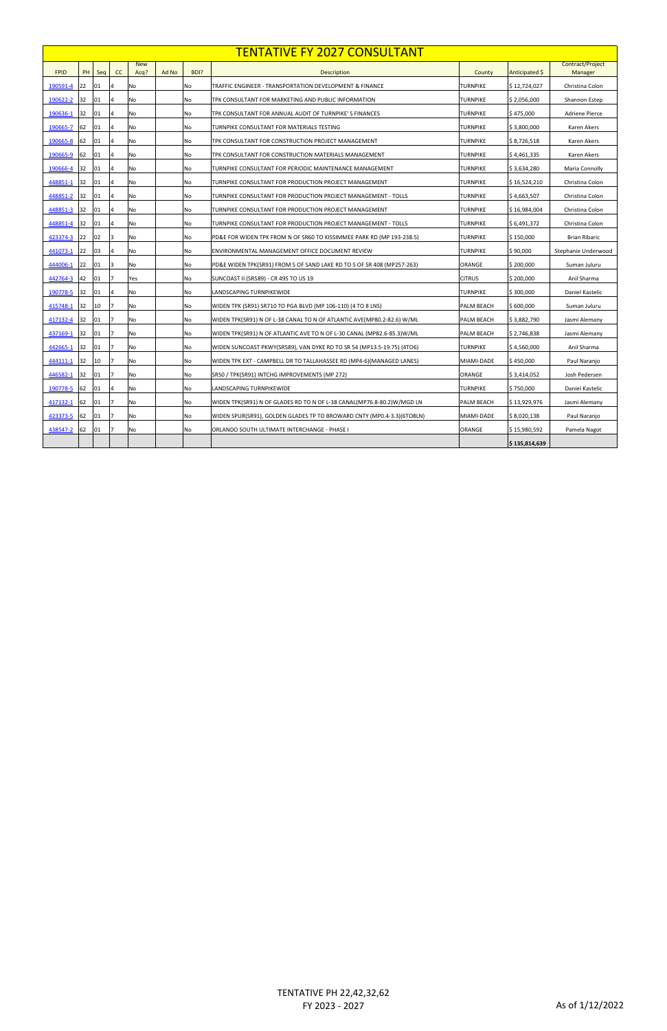# TENTATIVE FY 2027 CONSULTANT

| FPID | PH | Seq | CC | New Acq? | Ad No | BDI? | Description | County | Anticipated $ | Contract/Project Manager |
|---|---|---|---|---|---|---|---|---|---|---|
| 190591-4 | 22 | 01 | 4 | No | | No | TRAFFIC ENGINEER - TRANSPORTATION DEVELOPMENT & FINANCE | TURNPIKE | $ 12,724,027 | Christina Colon |
| 190622-2 | 32 | 01 | 4 | No | | No | TPK CONSULTANT FOR MARKETING AND PUBLIC INFORMATION | TURNPIKE | $ 2,056,000 | Shannon Estep |
| 190636-1 | 32 | 01 | 4 | No | | No | TPK CONSULTANT FOR ANNUAL AUDIT OF TURNPIKE' S FINANCES | TURNPIKE | $ 475,000 | Adriene Pierce |
| 190665-7 | 62 | 01 | 4 | No | | No | TURNPIKE CONSULTANT FOR MATERIALS TESTING | TURNPIKE | $ 3,800,000 | Karen Akers |
| 190665-8 | 62 | 01 | 4 | No | | No | TPK CONSULTANT FOR CONSTRUCTION PROJECT MANAGEMENT | TURNPIKE | $ 8,726,518 | Karen Akers |
| 190665-9 | 62 | 01 | 4 | No | | No | TPK CONSULTANT FOR CONSTRUCTION MATERIALS MANAGEMENT | TURNPIKE | $ 4,461,335 | Karen Akers |
| 190666-4 | 32 | 01 | 4 | No | | No | TURNPIKE CONSULTANT FOR PERIODIC MAINTENANCE MANAGEMENT | TURNPIKE | $ 3,634,280 | Maria Connolly |
| 448851-1 | 32 | 01 | 4 | No | | No | TURNPIKE CONSULTANT FOR PRODUCTION PROJECT MANAGEMENT | TURNPIKE | $ 16,524,210 | Christina Colon |
| 448851-2 | 32 | 01 | 4 | No | | No | TURNPIKE CONSULTANT FOR PRODUCTION PROJECT MANAGEMENT - TOLLS | TURNPIKE | $ 4,663,507 | Christina Colon |
| 448851-3 | 32 | 01 | 4 | No | | No | TURNPIKE CONSULTANT FOR PRODUCTION PROJECT MANAGEMENT | TURNPIKE | $ 16,984,004 | Christina Colon |
| 448851-4 | 32 | 01 | 4 | No | | No | TURNPIKE CONSULTANT FOR PRODUCTION PROJECT MANAGEMENT - TOLLS | TURNPIKE | $ 6,491,372 | Christina Colon |
| 423374-3 | 22 | 02 | 3 | No | | No | PD&E FOR WIDEN TPK FROM N OF SR60 TO KISSIMMEE PARK RD (MP 193-238.5) | TURNPIKE | $ 150,000 | Brian Ribaric |
| 441073-1 | 22 | 03 | 4 | No | | No | ENVIRONMENTAL MANAGEMENT OFFICE DOCUMENT REVIEW | TURNPIKE | $ 90,000 | Stephanie Underwood |
| 444006-1 | 22 | 01 | 3 | No | | No | PD&E WIDEN TPK(SR91) FROM S OF SAND LAKE RD TO S OF SR 408 (MP257-263) | ORANGE | $ 200,000 | Suman Juluru |
| 442764-3 | 42 | 01 | 7 | Yes | | No | SUNCOAST II (SR589) - CR 495 TO US 19 | CITRUS | $ 200,000 | Anil Sharma |
| 190778-5 | 32 | 01 | 4 | No | | No | LANDSCAPING TURNPIKEWIDE | TURNPIKE | $ 300,000 | Daniel Kastelic |
| 415748-1 | 32 | 10 | 7 | No | | No | WIDEN TPK (SR91) SR710 TO PGA BLVD (MP 106-110) (4 TO 8 LNS) | PALM BEACH | $ 600,000 | Suman Juluru |
| 417132-4 | 32 | 01 | 7 | No | | No | WIDEN TPK(SR91) N OF L-38 CANAL TO N OF ATLANTIC AVE(MP80.2-82.6) W/ML | PALM BEACH | $ 3,882,790 | Jasmi Alemany |
| 437169-1 | 32 | 01 | 7 | No | | No | WIDEN TPK(SR91) N OF ATLANTIC AVE TO N OF L-30 CANAL (MP82.6-85.3)W/ML | PALM BEACH | $ 2,746,838 | Jasmi Alemany |
| 442665-1 | 32 | 01 | 7 | No | | No | WIDEN SUNCOAST PKWY(SR589), VAN DYKE RD TO SR 54 (MP13.5-19.75) (4TO6) | TURNPIKE | $ 4,560,000 | Anil Sharma |
| 444111-1 | 32 | 10 | 7 | No | | No | WIDEN TPK EXT - CAMPBELL DR TO TALLAHASSEE RD (MP4-6)(MANAGED LANES) | MIAMI-DADE | $ 450,000 | Paul Naranjo |
| 446582-1 | 32 | 01 | 7 | No | | No | SR50 / TPK(SR91) INTCHG IMPROVEMENTS (MP 272) | ORANGE | $ 3,414,052 | Josh Pedersen |
| 190778-5 | 62 | 01 | 4 | No | | No | LANDSCAPING TURNPIKEWIDE | TURNPIKE | $ 750,000 | Daniel Kastelic |
| 417132-1 | 62 | 01 | 7 | No | | No | WIDEN TPK(SR91) N OF GLADES RD TO N OF L-38 CANAL(MP76.8-80.2)W/MGD LN | PALM BEACH | $ 13,929,976 | Jasmi Alemany |
| 423373-5 | 62 | 01 | 7 | No | | No | WIDEN SPUR(SR91), GOLDEN GLADES TP TO BROWARD CNTY (MP0.4-3.3)(6TO8LN) | MIAMI-DADE | $ 8,020,138 | Paul Naranjo |
| 438547-2 | 62 | 01 | 7 | No | | No | ORLANDO SOUTH ULTIMATE INTERCHANGE - PHASE I | ORANGE | $ 15,980,592 | Pamela Nagot |
| | | | | | | | | | **$ 135,814,639** | |

TENTATIVE PH 22,42,32,62
FY 2023 - 2027

As of 1/12/2022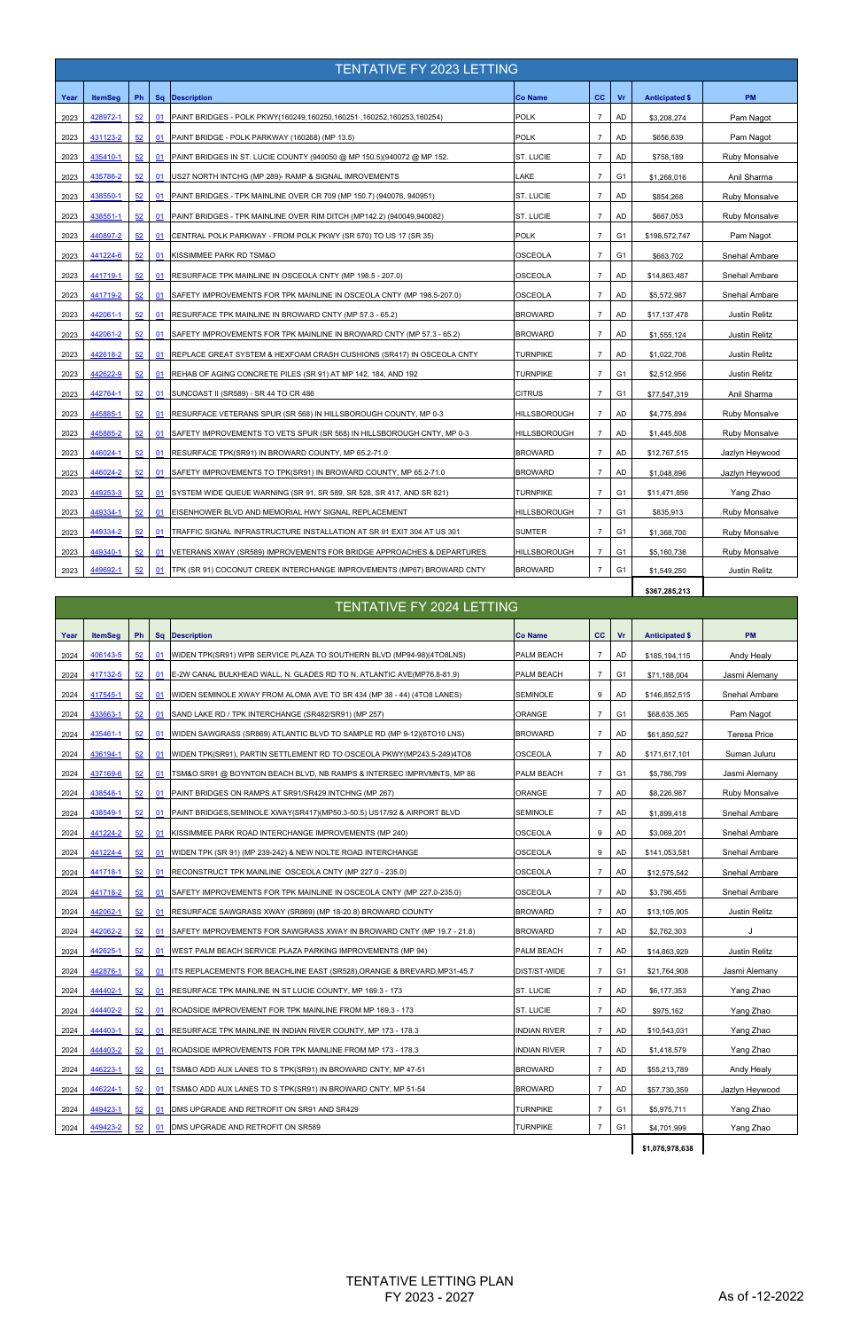## TENTATIVE FY 2023 LETTING

| Year | ItemSeg | Ph | Sq | Description | Co Name | CC | Vr | Anticipated $ | PM |
|---|---|---|---|---|---|---|---|---|---|
| 2023 | 428972-1 | 52 | 01 | PAINT BRIDGES - POLK PKWY(160249,160250,160251 ,160252,160253,160254) | POLK | 7 | AD | $3,208,274 | Pam Nagot |
| 2023 | 431123-2 | 52 | 01 | PAINT BRIDGE - POLK PARKWAY (160268) (MP 13.5) | POLK | 7 | AD | $656,639 | Pam Nagot |
| 2023 | 435410-1 | 52 | 01 | PAINT BRIDGES IN ST. LUCIE COUNTY (940050 @ MP 150.5)(940072 @ MP 152. | ST. LUCIE | 7 | AD | $758,189 | Ruby Monsalve |
| 2023 | 435786-2 | 52 | 01 | US27 NORTH INTCHG (MP 289)- RAMP & SIGNAL IMROVEMENTS | LAKE | 7 | G1 | $1,268,016 | Anil Sharma |
| 2023 | 438550-1 | 52 | 01 | PAINT BRIDGES - TPK MAINLINE OVER CR 709 (MP 150.7) (940076, 940951) | ST. LUCIE | 7 | AD | $854,268 | Ruby Monsalve |
| 2023 | 438551-1 | 52 | 01 | PAINT BRIDGES - TPK MAINLINE OVER RIM DITCH (MP142.2) (940049,940082) | ST. LUCIE | 7 | AD | $667,053 | Ruby Monsalve |
| 2023 | 440897-2 | 52 | 01 | CENTRAL POLK PARKWAY - FROM POLK PKWY (SR 570) TO US 17 (SR 35) | POLK | 7 | G1 | $198,572,747 | Pam Nagot |
| 2023 | 441224-6 | 52 | 01 | KISSIMMEE PARK RD TSM&O | OSCEOLA | 7 | G1 | $663,702 | Snehal Ambare |
| 2023 | 441719-1 | 52 | 01 | RESURFACE TPK MAINLINE IN OSCEOLA CNTY (MP 198.5 - 207.0) | OSCEOLA | 7 | AD | $14,863,487 | Snehal Ambare |
| 2023 | 441719-2 | 52 | 01 | SAFETY IMPROVEMENTS FOR TPK MAINLINE IN OSCEOLA CNTY (MP 198.5-207.0) | OSCEOLA | 7 | AD | $5,572,987 | Snehal Ambare |
| 2023 | 442061-1 | 52 | 01 | RESURFACE TPK MAINLINE IN BROWARD CNTY (MP 57.3 - 65.2) | BROWARD | 7 | AD | $17,137,478 | Justin Relitz |
| 2023 | 442061-2 | 52 | 01 | SAFETY IMPROVEMENTS FOR TPK MAINLINE IN BROWARD CNTY (MP 57.3 - 65.2) | BROWARD | 7 | AD | $1,555,124 | Justin Relitz |
| 2023 | 442618-2 | 52 | 01 | REPLACE GREAT SYSTEM & HEXFOAM CRASH CUSHIONS (SR417) IN OSCEOLA CNTY | TURNPIKE | 7 | AD | $1,022,706 | Justin Relitz |
| 2023 | 442822-9 | 52 | 01 | REHAB OF AGING CONCRETE PILES (SR 91) AT MP 142, 184, AND 192 | TURNPIKE | 7 | G1 | $2,512,956 | Justin Relitz |
| 2023 | 442764-1 | 52 | 01 | SUNCOAST II (SR589) - SR 44 TO CR 486 | CITRUS | 7 | G1 | $77,547,319 | Anil Sharma |
| 2023 | 445885-1 | 52 | 01 | RESURFACE VETERANS SPUR (SR 568) IN HILLSBOROUGH COUNTY, MP 0-3 | HILLSBOROUGH | 7 | AD | $4,775,894 | Ruby Monsalve |
| 2023 | 445885-2 | 52 | 01 | SAFETY IMPROVEMENTS TO VETS SPUR (SR 568) IN HILLSBOROUGH CNTY, MP 0-3 | HILLSBOROUGH | 7 | AD | $1,445,508 | Ruby Monsalve |
| 2023 | 446024-1 | 52 | 01 | RESURFACE TPK(SR91) IN BROWARD COUNTY, MP 65.2-71.0 | BROWARD | 7 | AD | $12,767,515 | Jazlyn Heywood |
| 2023 | 446024-2 | 52 | 01 | SAFETY IMPROVEMENTS TO TPK(SR91) IN BROWARD COUNTY, MP 65.2-71.0 | BROWARD | 7 | AD | $1,048,896 | Jazlyn Heywood |
| 2023 | 449253-3 | 52 | 01 | SYSTEM WIDE QUEUE WARNING (SR 91, SR 589, SR 528, SR 417, AND SR 821) | TURNPIKE | 7 | G1 | $11,471,856 | Yang Zhao |
| 2023 | 449334-1 | 52 | 01 | EISENHOWER BLVD AND MEMORIAL HWY SIGNAL REPLACEMENT | HILLSBOROUGH | 7 | G1 | $835,913 | Ruby Monsalve |
| 2023 | 449334-2 | 52 | 01 | TRAFFIC SIGNAL INFRASTRUCTURE INSTALLATION AT SR 91 EXIT 304 AT US 301 | SUMTER | 7 | G1 | $1,368,700 | Ruby Monsalve |
| 2023 | 449340-1 | 52 | 01 | VETERANS XWAY (SR589) IMPROVEMENTS FOR BRIDGE APPROACHES & DEPARTURES | HILLSBOROUGH | 7 | G1 | $5,160,736 | Ruby Monsalve |
| 2023 | 449692-1 | 52 | 01 | TPK (SR 91) COCONUT CREEK INTERCHANGE IMPROVEMENTS (MP67) BROWARD CNTY | BROWARD | 7 | G1 | $1,549,250 | Justin Relitz |
| | | | | | | | | $367,285,213 | |

## TENTATIVE FY 2024 LETTING

| Year | ItemSeg | Ph | Sq | Description | Co Name | CC | Vr | Anticipated $ | PM |
|---|---|---|---|---|---|---|---|---|---|
| 2024 | 406143-5 | 52 | 01 | WIDEN TPK(SR91) WPB SERVICE PLAZA TO SOUTHERN BLVD (MP94-98)(4TO8LNS) | PALM BEACH | 7 | AD | $185,194,115 | Andy Healy |
| 2024 | 417132-5 | 52 | 01 | E-2W CANAL BULKHEAD WALL, N. GLADES RD TO N. ATLANTIC AVE(MP76.8-81.9) | PALM BEACH | 7 | G1 | $71,188,004 | Jasmi Alemany |
| 2024 | 417545-1 | 52 | 01 | WIDEN SEMINOLE XWAY FROM ALOMA AVE TO SR 434 (MP 38 - 44) (4TO8 LANES) | SEMINOLE | 9 | AD | $146,852,515 | Snehal Ambare |
| 2024 | 433663-1 | 52 | 01 | SAND LAKE RD / TPK INTERCHANGE (SR482/SR91) (MP 257) | ORANGE | 7 | G1 | $68,635,365 | Pam Nagot |
| 2024 | 435461-1 | 52 | 01 | WIDEN SAWGRASS (SR869) ATLANTIC BLVD TO SAMPLE RD (MP 9-12)(6TO10 LNS) | BROWARD | 7 | AD | $61,850,527 | Teresa Price |
| 2024 | 436194-1 | 52 | 01 | WIDEN TPK(SR91), PARTIN SETTLEMENT RD TO OSCEOLA PKWY(MP243.5-249)4TO8 | OSCEOLA | 7 | AD | $171,617,101 | Suman Juluru |
| 2024 | 437169-6 | 52 | 01 | TSM&O SR91 @ BOYNTON BEACH BLVD, NB RAMPS & INTERSEC IMPRVMNTS, MP 86 | PALM BEACH | 7 | G1 | $5,786,799 | Jasmi Alemany |
| 2024 | 438548-1 | 52 | 01 | PAINT BRIDGES ON RAMPS AT SR91/SR429 INTCHNG (MP 267) | ORANGE | 7 | AD | $8,226,987 | Ruby Monsalve |
| 2024 | 438549-1 | 52 | 01 | PAINT BRIDGES,SEMINOLE XWAY(SR417)(MP50.3-50.5) US17/92 & AIRPORT BLVD | SEMINOLE | 7 | AD | $1,899,418 | Snehal Ambare |
| 2024 | 441224-2 | 52 | 01 | KISSIMMEE PARK ROAD INTERCHANGE IMPROVEMENTS (MP 240) | OSCEOLA | 9 | AD | $3,069,201 | Snehal Ambare |
| 2024 | 441224-4 | 52 | 01 | WIDEN TPK (SR 91) (MP 239-242) & NEW NOLTE ROAD INTERCHANGE | OSCEOLA | 9 | AD | $141,053,581 | Snehal Ambare |
| 2024 | 441718-1 | 52 | 01 | RECONSTRUCT TPK MAINLINE OSCEOLA CNTY (MP 227.0 - 235.0) | OSCEOLA | 7 | AD | $12,575,542 | Snehal Ambare |
| 2024 | 441718-2 | 52 | 01 | SAFETY IMPROVEMENTS FOR TPK MAINLINE IN OSCEOLA CNTY (MP 227.0-235.0) | OSCEOLA | 7 | AD | $3,796,455 | Snehal Ambare |
| 2024 | 442062-1 | 52 | 01 | RESURFACE SAWGRASS XWAY (SR869) (MP 18-20.8) BROWARD COUNTY | BROWARD | 7 | AD | $13,105,905 | Justin Relitz |
| 2024 | 442062-2 | 52 | 01 | SAFETY IMPROVEMENTS FOR SAWGRASS XWAY IN BROWARD CNTY (MP 19.7 - 21.8) | BROWARD | 7 | AD | $2,762,303 | J |
| 2024 | 442625-1 | 52 | 01 | WEST PALM BEACH SERVICE PLAZA PARKING IMPROVEMENTS (MP 94) | PALM BEACH | 7 | AD | $14,863,929 | Justin Relitz |
| 2024 | 442876-1 | 52 | 01 | ITS REPLACEMENTS FOR BEACHLINE EAST (SR528),ORANGE & BREVARD,MP31-45.7 | DIST/ST-WIDE | 7 | G1 | $21,764,908 | Jasmi Alemany |
| 2024 | 444402-1 | 52 | 01 | RESURFACE TPK MAINLINE IN ST LUCIE COUNTY, MP 169.3 - 173 | ST. LUCIE | 7 | AD | $6,177,353 | Yang Zhao |
| 2024 | 444402-2 | 52 | 01 | ROADSIDE IMPROVEMENT FOR TPK MAINLINE FROM MP 169.3 - 173 | ST. LUCIE | 7 | AD | $975,162 | Yang Zhao |
| 2024 | 444403-1 | 52 | 01 | RESURFACE TPK MAINLINE IN INDIAN RIVER COUNTY, MP 173 - 178.3 | INDIAN RIVER | 7 | AD | $10,543,031 | Yang Zhao |
| 2024 | 444403-2 | 52 | 01 | ROADSIDE IMPROVEMENTS FOR TPK MAINLINE FROM MP 173 - 178.3 | INDIAN RIVER | 7 | AD | $1,418,579 | Yang Zhao |
| 2024 | 446223-1 | 52 | 01 | TSM&O ADD AUX LANES TO S TPK(SR91) IN BROWARD CNTY, MP 47-51 | BROWARD | 7 | AD | $55,213,789 | Andy Healy |
| 2024 | 446224-1 | 52 | 01 | TSM&O ADD AUX LANES TO S TPK(SR91) IN BROWARD CNTY, MP 51-54 | BROWARD | 7 | AD | $57,730,359 | Jazlyn Heywood |
| 2024 | 449423-1 | 52 | 01 | DMS UPGRADE AND RETROFIT ON SR91 AND SR429 | TURNPIKE | 7 | G1 | $5,975,711 | Yang Zhao |
| 2024 | 449423-2 | 52 | 01 | DMS UPGRADE AND RETROFIT ON SR589 | TURNPIKE | 7 | G1 | $4,701,999 | Yang Zhao |
| | | | | | | | | $1,076,978,638 | |

TENTATIVE LETTING PLAN
FY 2023 - 2027

As of -12-2022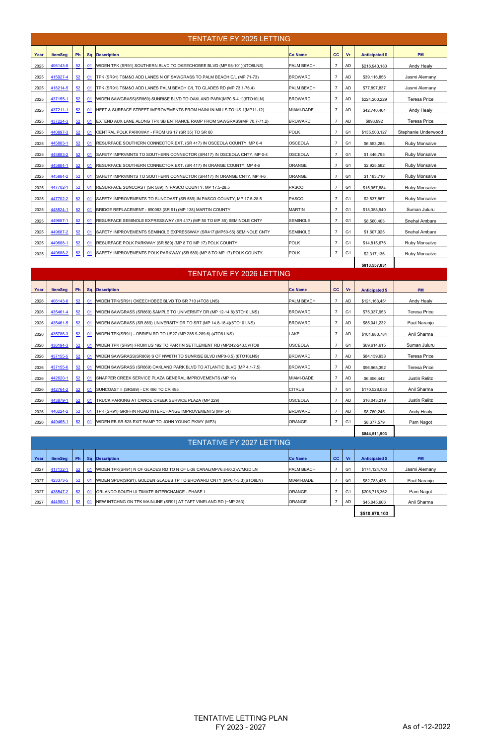## TENTATIVE FY 2025 LETTING

| Year | ItemSeg | Ph | Sq | Description | Co Name | CC | Vr | Anticipated $ | PM |
|---|---|---|---|---|---|---|---|---|---|
| 2025 | 406143-8 | 52 | 01 | WIDEN TPK (SR91) SOUTHERN BLVD TO OKEECHOBEE BLVD (MP 98-101)(4TO8LNS) | PALM BEACH | 7 | AD | $216,940,180 | Andy Healy |
| 2025 | 415927-4 | 52 | 01 | TPK (SR91) TSM&O ADD LANES N OF SAWGRASS TO PALM BEACH C/L (MP 71-73) | BROWARD | 7 | AD | $39,116,856 | Jasmi Alemany |
| 2025 | 418214-5 | 52 | 01 | TPK (SR91) TSM&O ADD LANES PALM BEACH C/L TO GLADES RD (MP 73.1-76.4) | PALM BEACH | 7 | AD | $77,897,837 | Jasmi Alemany |
| 2025 | 437155-1 | 52 | 01 | WIDEN SAWGRASS(SR869) SUNRISE BLVD TO OAKLAND PARK(MP0.5-4.1)(6TO10LN) | BROWARD | 7 | AD | $224,200,229 | Teresa Price |
| 2025 | 437211-1 | 52 | 01 | HEFT & SURFACE STREET IMPROVEMENTS FROM HAINLIN MILLS TO US 1(MP11-12) | MIAMI-DADE | 7 | AD | $42,740,404 | Andy Healy |
| 2025 | 437224-3 | 52 | 01 | EXTEND AUX LANE ALONG TPK SB ENTRANCE RAMP FROM SAWGRASS(MP 70.7-71.2) | BROWARD | 7 | AD | $893,992 | Teresa Price |
| 2025 | 440897-3 | 52 | 01 | CENTRAL POLK PARKWAY - FROM US 17 (SR 35) TO SR 60 | POLK | 7 | G1 | $135,503,127 | Stephanie Underwood |
| 2025 | 445883-1 | 52 | 01 | RESURFACE SOUTHERN CONNECTOR EXT. (SR 417) IN OSCEOLA COUNTY, MP 0-4 | OSCEOLA | 7 | G1 | $6,553,288 | Ruby Monsalve |
| 2025 | 445883-2 | 52 | 01 | SAFETY IMPRVMNTS TO SOUTHERN CONNECTOR (SR417) IN OSCEOLA CNTY, MP 0-4 | OSCEOLA | 7 | G1 | $1,446,795 | Ruby Monsalve |
| 2025 | 445884-1 | 52 | 01 | RESURFACE SOUTHERN CONNECTOR EXT. (SR 417) IN ORANGE COUNTY, MP 4-6 | ORANGE | 7 | G1 | $2,925,582 | Ruby Monsalve |
| 2025 | 445884-2 | 52 | 01 | SAFETY IMPRVMNTS TO SOUTHERN CONNECTOR (SR417) IN ORANGE CNTY, MP 4-6 | ORANGE | 7 | G1 | $1,183,710 | Ruby Monsalve |
| 2025 | 447702-1 | 52 | 01 | RESURFACE SUNCOAST (SR 589) IN PASCO COUNTY, MP 17.5-28.5 | PASCO | 7 | G1 | $15,957,884 | Ruby Monsalve |
| 2025 | 447702-2 | 52 | 01 | SAFETY IMPROVEMENTS TO SUNCOAST (SR 589) IN PASCO COUNTY, MP 17.5-28.5 | PASCO | 7 | G1 | $2,537,867 | Ruby Monsalve |
| 2025 | 448524-1 | 52 | 01 | BRIDGE REPLACEMENT - 890083 (SR 91) (MP 138) MARTIN COUNTY | MARTIN | 7 | G1 | $18,358,940 | Suman Juluru |
| 2025 | 449687-1 | 52 | 01 | RESURFACE SEMINOLE EXPRESSWAY (SR 417) (MP 50 TO MP 55) SEMINOLE CNTY | SEMINOLE | 7 | G1 | $8,560,403 | Snehal Ambare |
| 2025 | 449687-2 | 52 | 01 | SAFETY IMPROVEMENTS SEMINOLE EXPRESSWAY (SR417)(MP50-55) SEMINOLE CNTY | SEMINOLE | 7 | G1 | $1,607,925 | Snehal Ambare |
| 2025 | 449688-1 | 52 | 01 | RESURFACE POLK PARKWAY (SR 589) (MP 8 TO MP 17) POLK COUNTY | POLK | 7 | G1 | $14,815,676 | Ruby Monsalve |
| 2025 | 449688-2 | 52 | 01 | SAFETY IMPROVEMENTS POLK PARKWAY (SR 589) (MP 8 TO MP 17) POLK COUNTY | POLK | 7 | G1 | $2,317,136 | Ruby Monsalve |
| | | | | | | | | **$813,557,831** | |

## TENTATIVE FY 2026 LETTING

| Year | ItemSeg | Ph | Sq | Description | Co Name | CC | Vr | Anticipated $ | PM |
|---|---|---|---|---|---|---|---|---|---|
| 2026 | 406143-6 | 52 | 01 | WIDEN TPK(SR91) OKEECHOBEE BLVD TO SR 710 (4TO8 LNS) | PALM BEACH | 7 | AD | $121,163,451 | Andy Healy |
| 2026 | 435461-4 | 52 | 01 | WIDEN SAWGRASS (SR869) SAMPLE TO UNIVERSITY DR (MP 12-14.8)(6TO10 LNS) | BROWARD | 7 | G1 | $75,337,953 | Teresa Price |
| 2026 | 435461-5 | 52 | 01 | WIDEN SAWGRASS (SR 869) UNIVERSITY DR TO SR7 (MP 14.8-18.4)(6TO10 LNS) | BROWARD | 7 | AD | $85,041,232 | Paul Naranjo |
| 2026 | 435786-3 | 52 | 01 | WIDEN TPK(SR91) - OBRIEN RD TO US27 (MP 285.9-289.6) (4TO8 LNS) | LAKE | 7 | AD | $101,880,784 | Anil Sharma |
| 2026 | 436194-3 | 52 | 01 | WIDEN TPK (SR91) FROM US 192 TO PARTIN SETTLEMENT RD (MP242-243.5)4TO8 | OSCEOLA | 7 | G1 | $69,614,615 | Suman Juluru |
| 2026 | 437155-5 | 52 | 01 | WIDEN SAWGRASS(SR869) S OF NW8TH TO SUNRISE BLVD (MP0-0.5) (6TO10LNS) | BROWARD | 7 | AD | $84,139,938 | Teresa Price |
| 2026 | 437155-6 | 52 | 01 | WIDEN SAWGRASS (SR869) OAKLAND PARK BLVD TO ATLANTIC BLVD (MP 4.1-7.5) | BROWARD | 7 | AD | $96,968,392 | Teresa Price |
| 2026 | 442620-1 | 52 | 01 | SNAPPER CREEK SERVICE PLAZA GENERAL IMPROVEMENTS (MP 19) | MIAMI-DADE | 7 | AD | $6,656,442 | Justin Relitz |
| 2026 | 442764-2 | 52 | 01 | SUNCOAST II (SR589) - CR 486 TO CR 495 | CITRUS | 7 | G1 | $170,528,053 | Anil Sharma |
| 2026 | 443879-1 | 52 | 01 | TRUCK PARKING AT CANOE CREEK SERVICE PLAZA (MP 229) | OSCEOLA | 7 | AD | $16,043,219 | Justin Relitz |
| 2026 | 446224-2 | 52 | 01 | TPK (SR91) GRIFFIN ROAD INTERCHANGE IMPROVEMENTS (MP 54) | BROWARD | 7 | AD | $8,760,245 | Andy Healy |
| 2026 | 449465-1 | 52 | 01 | WIDEN EB SR 528 EXIT RAMP TO JOHN YOUNG PKWY (MP3) | ORANGE | 7 | G1 | $8,377,579 | Pam Nagot |
| | | | | | | | | **$844,511,903** | |

## TENTATIVE FY 2027 LETTING

| Year | ItemSeg | Ph | Sq | Description | Co Name | CC | Vr | Anticipated $ | PM |
|---|---|---|---|---|---|---|---|---|---|
| 2027 | 417132-1 | 52 | 01 | WIDEN TPK(SR91) N OF GLADES RD TO N OF L-38 CANAL(MP76.8-80.2)W/MGD LN | PALM BEACH | 7 | G1 | $174,124,700 | Jasmi Alemany |
| 2027 | 423373-5 | 52 | 01 | WIDEN SPUR(SR91), GOLDEN GLADES TP TO BROWARD CNTY (MP0.4-3.3)(6TO8LN) | MIAMI-DADE | 7 | G1 | $82,783,435 | Paul Naranjo |
| 2027 | 438547-2 | 52 | 01 | ORLANDO SOUTH ULTIMATE INTERCHANGE - PHASE I | ORANGE | 7 | G1 | $208,716,362 | Pam Nagot |
| 2027 | 444980-1 | 52 | 01 | NEW INTCHNG ON TPK MAINLINE (SR91) AT TAFT VINELAND RD (~MP 253) | ORANGE | 7 | AD | $45,045,606 | Anil Sharma |
| | | | | | | | | **$510,670,103** | |

TENTATIVE LETTING PLAN
FY 2023 - 2027

As of -12-2022